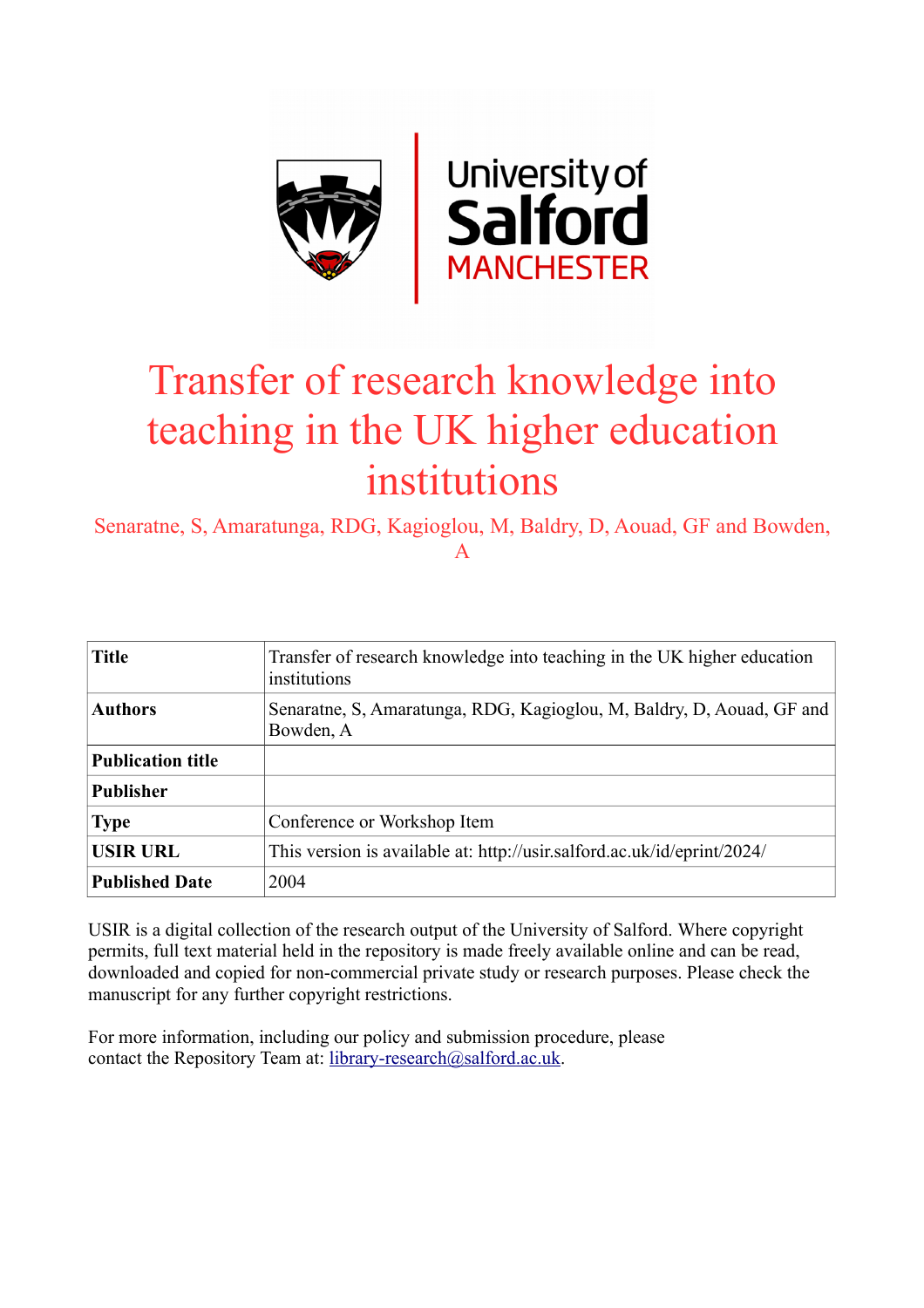# Transfer of research knowledge into teaching in the UK higher education institutions

Senaratne, S, Amaratunga, RDG, Kagioglou, M, Baldry, D, Aouad, GF and Bowden, A

| | |
|---|---|
| **Title** | Transfer of research knowledge into teaching in the UK higher education institutions |
| **Authors** | Senaratne, S, Amaratunga, RDG, Kagioglou, M, Baldry, D, Aouad, GF and Bowden, A |
| **Publication title** | |
| **Publisher** | |
| **Type** | Conference or Workshop Item |
| **USIR URL** | This version is available at: http://usir.salford.ac.uk/id/eprint/2024/ |
| **Published Date** | 2004 |

USIR is a digital collection of the research output of the University of Salford. Where copyright permits, full text material held in the repository is made freely available online and can be read, downloaded and copied for non-commercial private study or research purposes. Please check the manuscript for any further copyright restrictions.

For more information, including our policy and submission procedure, please contact the Repository Team at: library-research@salford.ac.uk.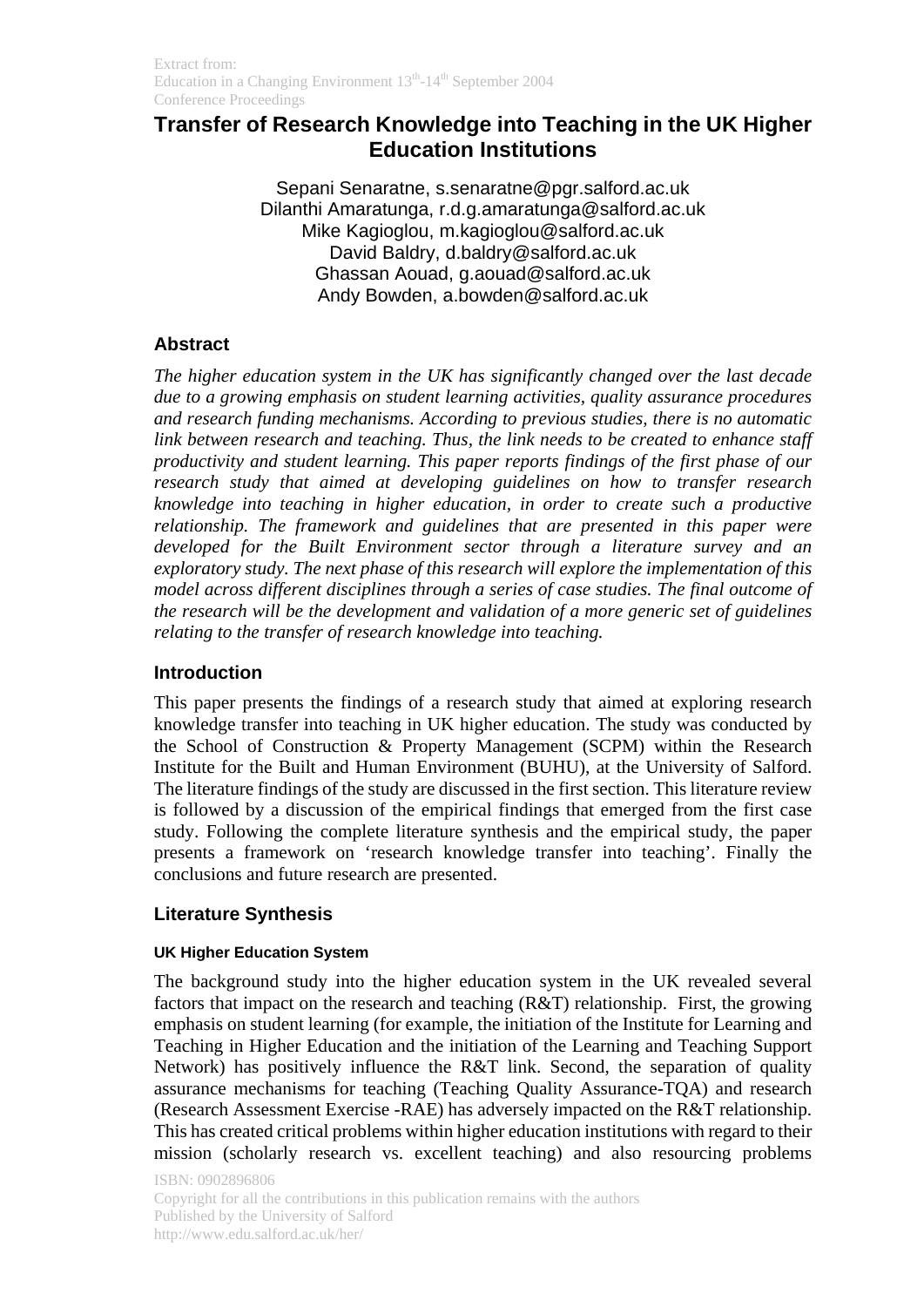Extract from:
Education in a Changing Environment 13th-14th September 2004
Conference Proceedings

# Transfer of Research Knowledge into Teaching in the UK Higher Education Institutions

Sepani Senaratne, s.senaratne@pgr.salford.ac.uk
Dilanthi Amaratunga, r.d.g.amaratunga@salford.ac.uk
Mike Kagioglou, m.kagioglou@salford.ac.uk
David Baldry, d.baldry@salford.ac.uk
Ghassan Aouad, g.aouad@salford.ac.uk
Andy Bowden, a.bowden@salford.ac.uk

## Abstract

*The higher education system in the UK has significantly changed over the last decade due to a growing emphasis on student learning activities, quality assurance procedures and research funding mechanisms. According to previous studies, there is no automatic link between research and teaching. Thus, the link needs to be created to enhance staff productivity and student learning. This paper reports findings of the first phase of our research study that aimed at developing guidelines on how to transfer research knowledge into teaching in higher education, in order to create such a productive relationship. The framework and guidelines that are presented in this paper were developed for the Built Environment sector through a literature survey and an exploratory study. The next phase of this research will explore the implementation of this model across different disciplines through a series of case studies. The final outcome of the research will be the development and validation of a more generic set of guidelines relating to the transfer of research knowledge into teaching.*

## Introduction

This paper presents the findings of a research study that aimed at exploring research knowledge transfer into teaching in UK higher education. The study was conducted by the School of Construction & Property Management (SCPM) within the Research Institute for the Built and Human Environment (BUHU), at the University of Salford. The literature findings of the study are discussed in the first section. This literature review is followed by a discussion of the empirical findings that emerged from the first case study. Following the complete literature synthesis and the empirical study, the paper presents a framework on 'research knowledge transfer into teaching'. Finally the conclusions and future research are presented.

## Literature Synthesis

### UK Higher Education System

The background study into the higher education system in the UK revealed several factors that impact on the research and teaching (R&T) relationship. First, the growing emphasis on student learning (for example, the initiation of the Institute for Learning and Teaching in Higher Education and the initiation of the Learning and Teaching Support Network) has positively influence the R&T link. Second, the separation of quality assurance mechanisms for teaching (Teaching Quality Assurance-TQA) and research (Research Assessment Exercise -RAE) has adversely impacted on the R&T relationship. This has created critical problems within higher education institutions with regard to their mission (scholarly research vs. excellent teaching) and also resourcing problems

ISBN: 0902896806
Copyright for all the contributions in this publication remains with the authors
Published by the University of Salford
http://www.edu.salford.ac.uk/her/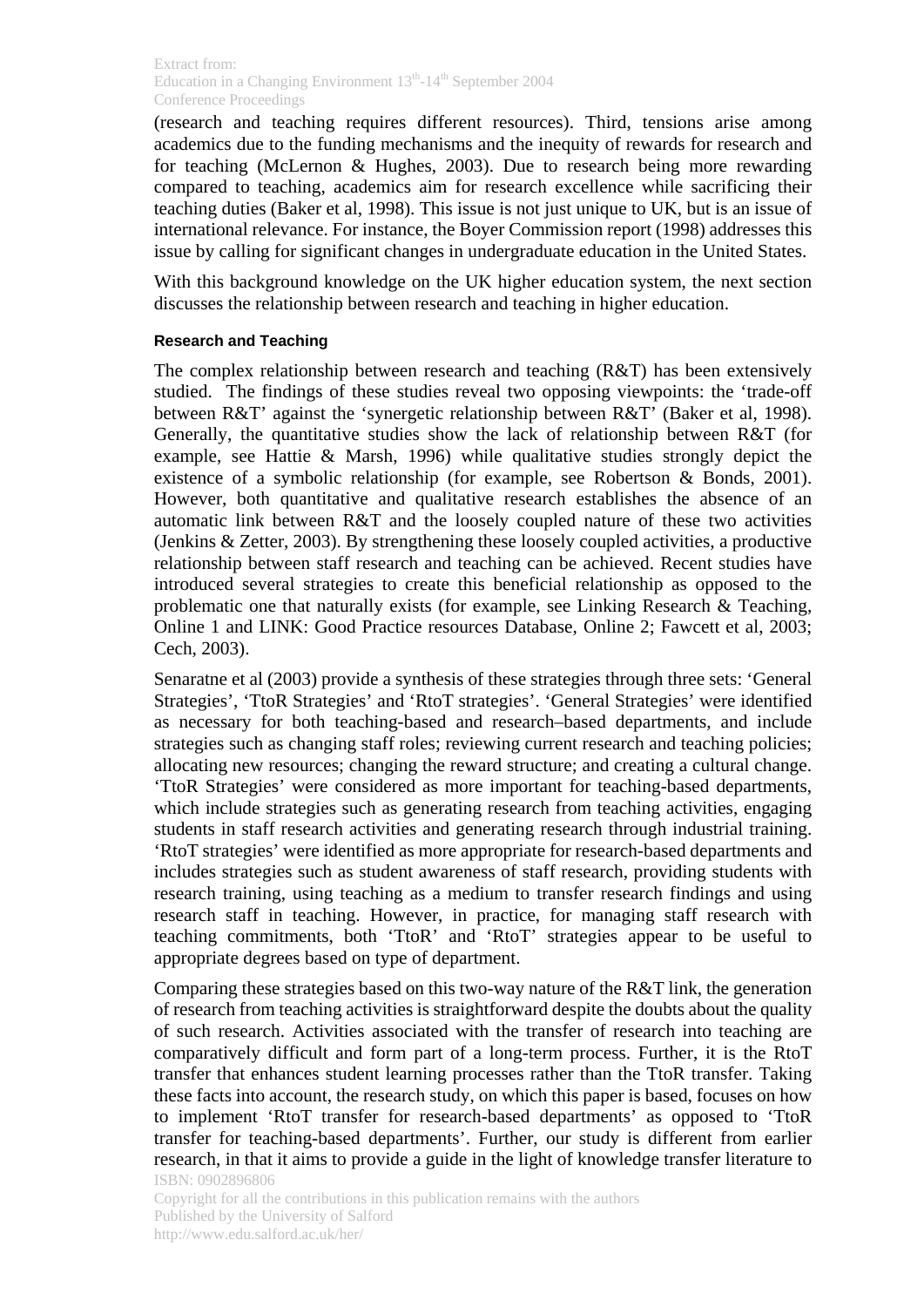(research and teaching requires different resources). Third, tensions arise among academics due to the funding mechanisms and the inequity of rewards for research and for teaching (McLernon & Hughes, 2003). Due to research being more rewarding compared to teaching, academics aim for research excellence while sacrificing their teaching duties (Baker et al, 1998). This issue is not just unique to UK, but is an issue of international relevance. For instance, the Boyer Commission report (1998) addresses this issue by calling for significant changes in undergraduate education in the United States.

With this background knowledge on the UK higher education system, the next section discusses the relationship between research and teaching in higher education.

#### Research and Teaching

The complex relationship between research and teaching (R&T) has been extensively studied. The findings of these studies reveal two opposing viewpoints: the 'trade-off between R&T' against the 'synergetic relationship between R&T' (Baker et al, 1998). Generally, the quantitative studies show the lack of relationship between R&T (for example, see Hattie & Marsh, 1996) while qualitative studies strongly depict the existence of a symbolic relationship (for example, see Robertson & Bonds, 2001). However, both quantitative and qualitative research establishes the absence of an automatic link between R&T and the loosely coupled nature of these two activities (Jenkins & Zetter, 2003). By strengthening these loosely coupled activities, a productive relationship between staff research and teaching can be achieved. Recent studies have introduced several strategies to create this beneficial relationship as opposed to the problematic one that naturally exists (for example, see Linking Research & Teaching, Online 1 and LINK: Good Practice resources Database, Online 2; Fawcett et al, 2003; Cech, 2003).

Senaratne et al (2003) provide a synthesis of these strategies through three sets: 'General Strategies', 'TtoR Strategies' and 'RtoT strategies'. 'General Strategies' were identified as necessary for both teaching-based and research–based departments, and include strategies such as changing staff roles; reviewing current research and teaching policies; allocating new resources; changing the reward structure; and creating a cultural change. 'TtoR Strategies' were considered as more important for teaching-based departments, which include strategies such as generating research from teaching activities, engaging students in staff research activities and generating research through industrial training. 'RtoT strategies' were identified as more appropriate for research-based departments and includes strategies such as student awareness of staff research, providing students with research training, using teaching as a medium to transfer research findings and using research staff in teaching. However, in practice, for managing staff research with teaching commitments, both 'TtoR' and 'RtoT' strategies appear to be useful to appropriate degrees based on type of department.

Comparing these strategies based on this two-way nature of the R&T link, the generation of research from teaching activities is straightforward despite the doubts about the quality of such research. Activities associated with the transfer of research into teaching are comparatively difficult and form part of a long-term process. Further, it is the RtoT transfer that enhances student learning processes rather than the TtoR transfer. Taking these facts into account, the research study, on which this paper is based, focuses on how to implement 'RtoT transfer for research-based departments' as opposed to 'TtoR transfer for teaching-based departments'. Further, our study is different from earlier research, in that it aims to provide a guide in the light of knowledge transfer literature to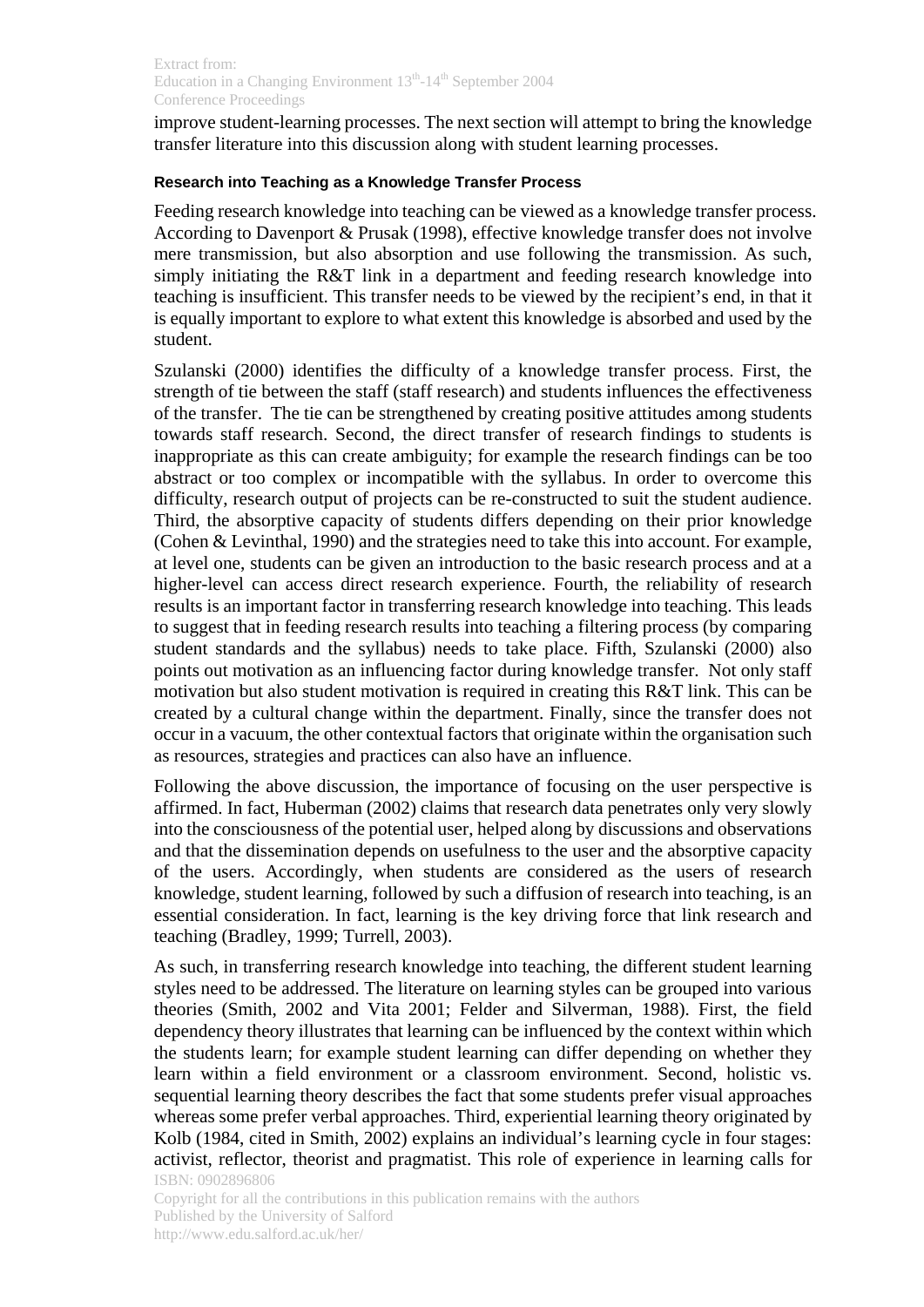improve student-learning processes. The next section will attempt to bring the knowledge transfer literature into this discussion along with student learning processes.

#### Research into Teaching as a Knowledge Transfer Process

Feeding research knowledge into teaching can be viewed as a knowledge transfer process. According to Davenport & Prusak (1998), effective knowledge transfer does not involve mere transmission, but also absorption and use following the transmission. As such, simply initiating the R&T link in a department and feeding research knowledge into teaching is insufficient. This transfer needs to be viewed by the recipient's end, in that it is equally important to explore to what extent this knowledge is absorbed and used by the student.

Szulanski (2000) identifies the difficulty of a knowledge transfer process. First, the strength of tie between the staff (staff research) and students influences the effectiveness of the transfer. The tie can be strengthened by creating positive attitudes among students towards staff research. Second, the direct transfer of research findings to students is inappropriate as this can create ambiguity; for example the research findings can be too abstract or too complex or incompatible with the syllabus. In order to overcome this difficulty, research output of projects can be re-constructed to suit the student audience. Third, the absorptive capacity of students differs depending on their prior knowledge (Cohen & Levinthal, 1990) and the strategies need to take this into account. For example, at level one, students can be given an introduction to the basic research process and at a higher-level can access direct research experience. Fourth, the reliability of research results is an important factor in transferring research knowledge into teaching. This leads to suggest that in feeding research results into teaching a filtering process (by comparing student standards and the syllabus) needs to take place. Fifth, Szulanski (2000) also points out motivation as an influencing factor during knowledge transfer. Not only staff motivation but also student motivation is required in creating this R&T link. This can be created by a cultural change within the department. Finally, since the transfer does not occur in a vacuum, the other contextual factors that originate within the organisation such as resources, strategies and practices can also have an influence.

Following the above discussion, the importance of focusing on the user perspective is affirmed. In fact, Huberman (2002) claims that research data penetrates only very slowly into the consciousness of the potential user, helped along by discussions and observations and that the dissemination depends on usefulness to the user and the absorptive capacity of the users. Accordingly, when students are considered as the users of research knowledge, student learning, followed by such a diffusion of research into teaching, is an essential consideration. In fact, learning is the key driving force that link research and teaching (Bradley, 1999; Turrell, 2003).

As such, in transferring research knowledge into teaching, the different student learning styles need to be addressed. The literature on learning styles can be grouped into various theories (Smith, 2002 and Vita 2001; Felder and Silverman, 1988). First, the field dependency theory illustrates that learning can be influenced by the context within which the students learn; for example student learning can differ depending on whether they learn within a field environment or a classroom environment. Second, holistic vs. sequential learning theory describes the fact that some students prefer visual approaches whereas some prefer verbal approaches. Third, experiential learning theory originated by Kolb (1984, cited in Smith, 2002) explains an individual's learning cycle in four stages: activist, reflector, theorist and pragmatist. This role of experience in learning calls for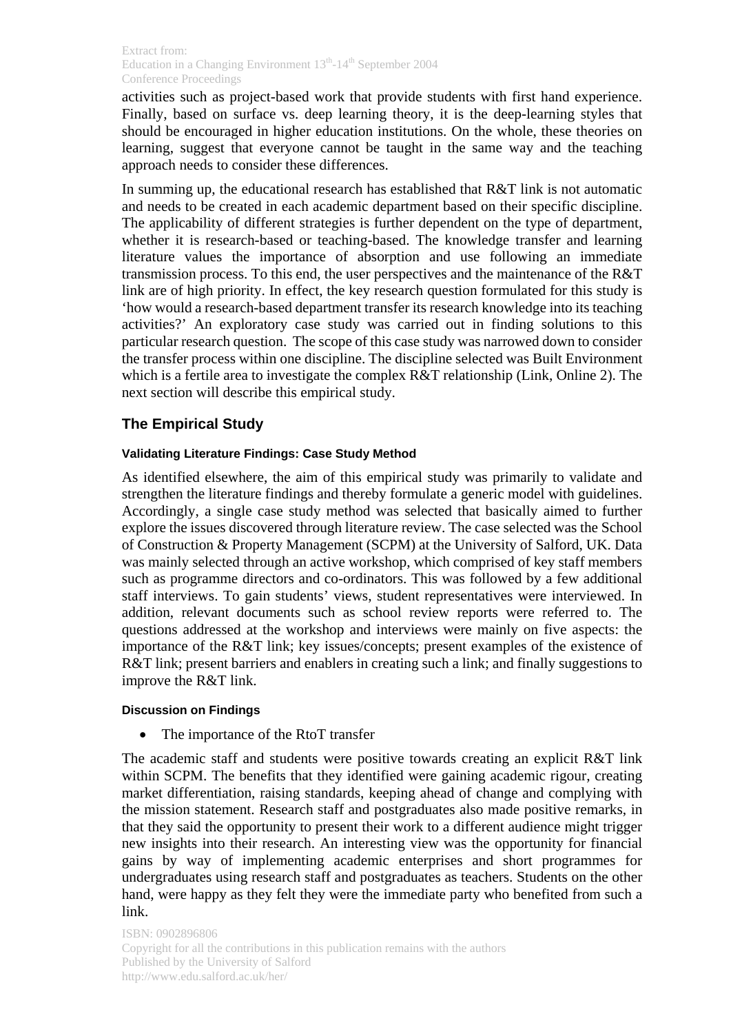activities such as project-based work that provide students with first hand experience. Finally, based on surface vs. deep learning theory, it is the deep-learning styles that should be encouraged in higher education institutions. On the whole, these theories on learning, suggest that everyone cannot be taught in the same way and the teaching approach needs to consider these differences.

In summing up, the educational research has established that R&T link is not automatic and needs to be created in each academic department based on their specific discipline. The applicability of different strategies is further dependent on the type of department, whether it is research-based or teaching-based. The knowledge transfer and learning literature values the importance of absorption and use following an immediate transmission process. To this end, the user perspectives and the maintenance of the R&T link are of high priority. In effect, the key research question formulated for this study is 'how would a research-based department transfer its research knowledge into its teaching activities?' An exploratory case study was carried out in finding solutions to this particular research question. The scope of this case study was narrowed down to consider the transfer process within one discipline. The discipline selected was Built Environment which is a fertile area to investigate the complex R&T relationship (Link, Online 2). The next section will describe this empirical study.

## The Empirical Study

### Validating Literature Findings: Case Study Method

As identified elsewhere, the aim of this empirical study was primarily to validate and strengthen the literature findings and thereby formulate a generic model with guidelines. Accordingly, a single case study method was selected that basically aimed to further explore the issues discovered through literature review. The case selected was the School of Construction & Property Management (SCPM) at the University of Salford, UK. Data was mainly selected through an active workshop, which comprised of key staff members such as programme directors and co-ordinators. This was followed by a few additional staff interviews. To gain students' views, student representatives were interviewed. In addition, relevant documents such as school review reports were referred to. The questions addressed at the workshop and interviews were mainly on five aspects: the importance of the R&T link; key issues/concepts; present examples of the existence of R&T link; present barriers and enablers in creating such a link; and finally suggestions to improve the R&T link.

### Discussion on Findings

- The importance of the RtoT transfer

The academic staff and students were positive towards creating an explicit R&T link within SCPM. The benefits that they identified were gaining academic rigour, creating market differentiation, raising standards, keeping ahead of change and complying with the mission statement. Research staff and postgraduates also made positive remarks, in that they said the opportunity to present their work to a different audience might trigger new insights into their research. An interesting view was the opportunity for financial gains by way of implementing academic enterprises and short programmes for undergraduates using research staff and postgraduates as teachers. Students on the other hand, were happy as they felt they were the immediate party who benefited from such a link.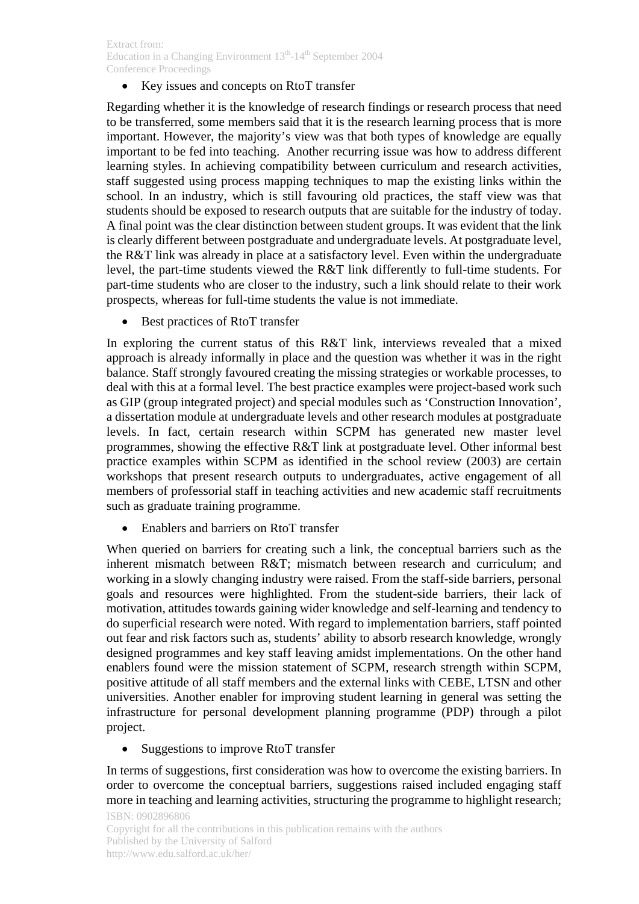- Key issues and concepts on RtoT transfer

Regarding whether it is the knowledge of research findings or research process that need to be transferred, some members said that it is the research learning process that is more important. However, the majority's view was that both types of knowledge are equally important to be fed into teaching. Another recurring issue was how to address different learning styles. In achieving compatibility between curriculum and research activities, staff suggested using process mapping techniques to map the existing links within the school. In an industry, which is still favouring old practices, the staff view was that students should be exposed to research outputs that are suitable for the industry of today. A final point was the clear distinction between student groups. It was evident that the link is clearly different between postgraduate and undergraduate levels. At postgraduate level, the R&T link was already in place at a satisfactory level. Even within the undergraduate level, the part-time students viewed the R&T link differently to full-time students. For part-time students who are closer to the industry, such a link should relate to their work prospects, whereas for full-time students the value is not immediate.

- Best practices of RtoT transfer

In exploring the current status of this R&T link, interviews revealed that a mixed approach is already informally in place and the question was whether it was in the right balance. Staff strongly favoured creating the missing strategies or workable processes, to deal with this at a formal level. The best practice examples were project-based work such as GIP (group integrated project) and special modules such as 'Construction Innovation', a dissertation module at undergraduate levels and other research modules at postgraduate levels. In fact, certain research within SCPM has generated new master level programmes, showing the effective R&T link at postgraduate level. Other informal best practice examples within SCPM as identified in the school review (2003) are certain workshops that present research outputs to undergraduates, active engagement of all members of professorial staff in teaching activities and new academic staff recruitments such as graduate training programme.

- Enablers and barriers on RtoT transfer

When queried on barriers for creating such a link, the conceptual barriers such as the inherent mismatch between R&T; mismatch between research and curriculum; and working in a slowly changing industry were raised. From the staff-side barriers, personal goals and resources were highlighted. From the student-side barriers, their lack of motivation, attitudes towards gaining wider knowledge and self-learning and tendency to do superficial research were noted. With regard to implementation barriers, staff pointed out fear and risk factors such as, students' ability to absorb research knowledge, wrongly designed programmes and key staff leaving amidst implementations. On the other hand enablers found were the mission statement of SCPM, research strength within SCPM, positive attitude of all staff members and the external links with CEBE, LTSN and other universities. Another enabler for improving student learning in general was setting the infrastructure for personal development planning programme (PDP) through a pilot project.

- Suggestions to improve RtoT transfer

In terms of suggestions, first consideration was how to overcome the existing barriers. In order to overcome the conceptual barriers, suggestions raised included engaging staff more in teaching and learning activities, structuring the programme to highlight research;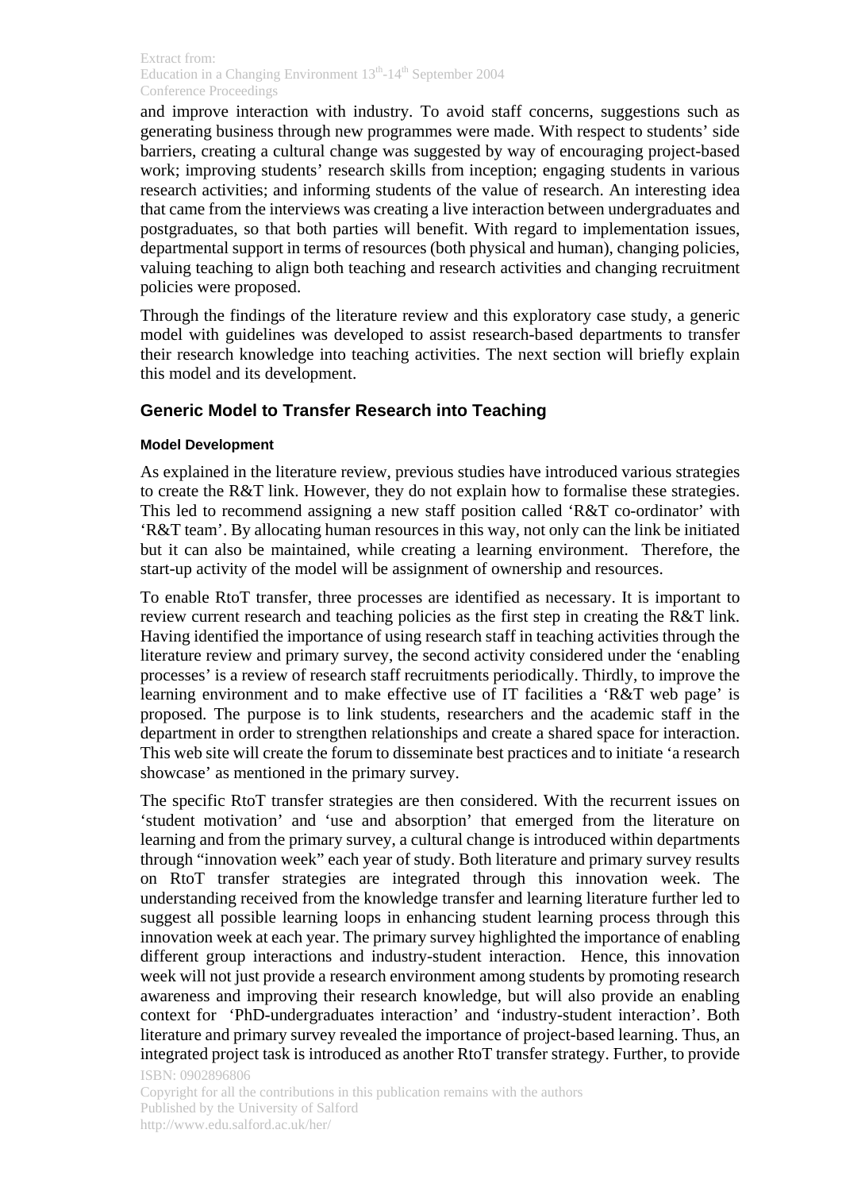and improve interaction with industry. To avoid staff concerns, suggestions such as generating business through new programmes were made. With respect to students' side barriers, creating a cultural change was suggested by way of encouraging project-based work; improving students' research skills from inception; engaging students in various research activities; and informing students of the value of research. An interesting idea that came from the interviews was creating a live interaction between undergraduates and postgraduates, so that both parties will benefit. With regard to implementation issues, departmental support in terms of resources (both physical and human), changing policies, valuing teaching to align both teaching and research activities and changing recruitment policies were proposed.

Through the findings of the literature review and this exploratory case study, a generic model with guidelines was developed to assist research-based departments to transfer their research knowledge into teaching activities. The next section will briefly explain this model and its development.

## Generic Model to Transfer Research into Teaching

### Model Development

As explained in the literature review, previous studies have introduced various strategies to create the R&T link. However, they do not explain how to formalise these strategies. This led to recommend assigning a new staff position called 'R&T co-ordinator' with 'R&T team'. By allocating human resources in this way, not only can the link be initiated but it can also be maintained, while creating a learning environment. Therefore, the start-up activity of the model will be assignment of ownership and resources.

To enable RtoT transfer, three processes are identified as necessary. It is important to review current research and teaching policies as the first step in creating the R&T link. Having identified the importance of using research staff in teaching activities through the literature review and primary survey, the second activity considered under the 'enabling processes' is a review of research staff recruitments periodically. Thirdly, to improve the learning environment and to make effective use of IT facilities a 'R&T web page' is proposed. The purpose is to link students, researchers and the academic staff in the department in order to strengthen relationships and create a shared space for interaction. This web site will create the forum to disseminate best practices and to initiate 'a research showcase' as mentioned in the primary survey.

The specific RtoT transfer strategies are then considered. With the recurrent issues on 'student motivation' and 'use and absorption' that emerged from the literature on learning and from the primary survey, a cultural change is introduced within departments through "innovation week" each year of study. Both literature and primary survey results on RtoT transfer strategies are integrated through this innovation week. The understanding received from the knowledge transfer and learning literature further led to suggest all possible learning loops in enhancing student learning process through this innovation week at each year. The primary survey highlighted the importance of enabling different group interactions and industry-student interaction. Hence, this innovation week will not just provide a research environment among students by promoting research awareness and improving their research knowledge, but will also provide an enabling context for 'PhD-undergraduates interaction' and 'industry-student interaction'. Both literature and primary survey revealed the importance of project-based learning. Thus, an integrated project task is introduced as another RtoT transfer strategy. Further, to provide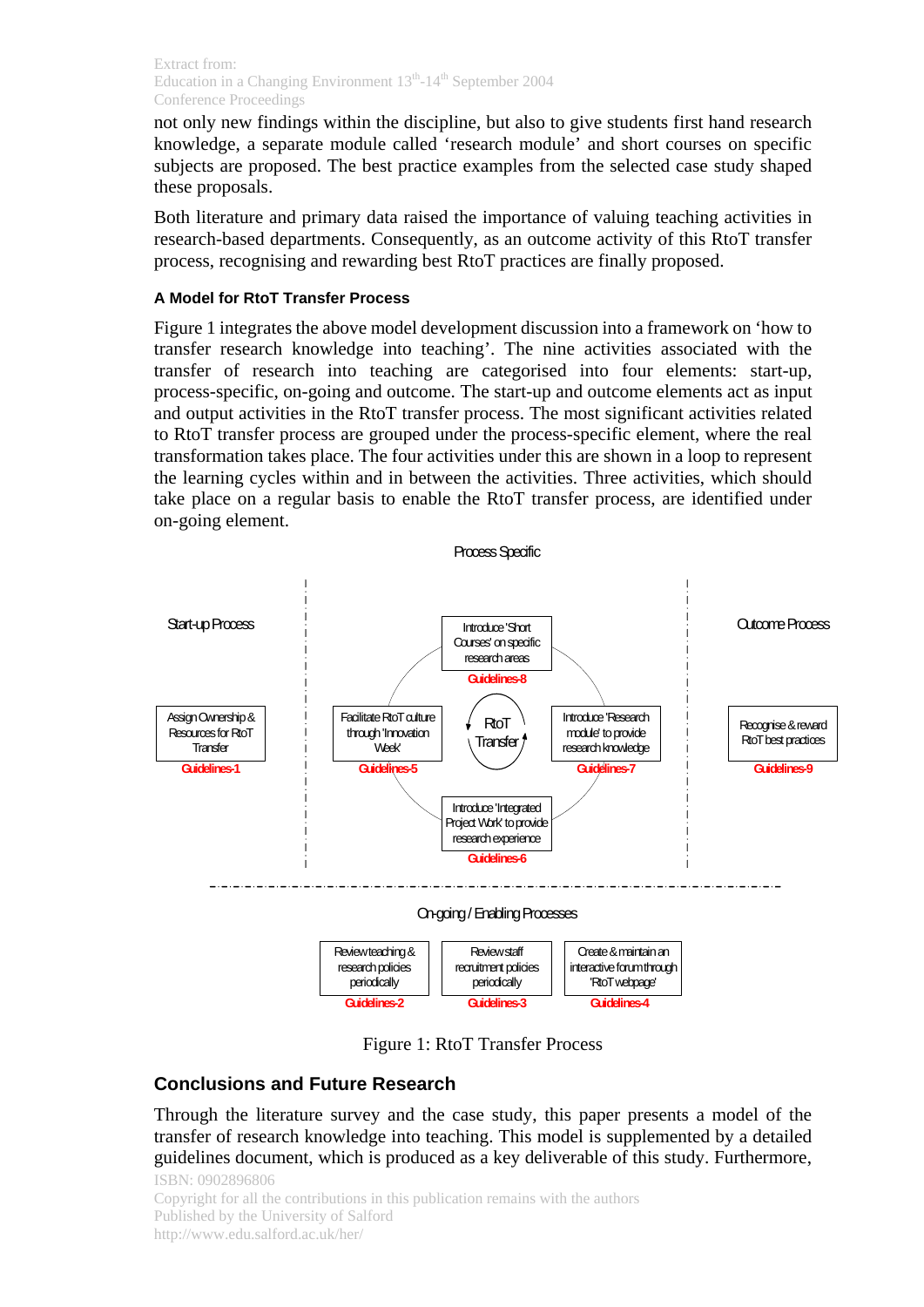not only new findings within the discipline, but also to give students first hand research knowledge, a separate module called 'research module' and short courses on specific subjects are proposed. The best practice examples from the selected case study shaped these proposals.

Both literature and primary data raised the importance of valuing teaching activities in research-based departments. Consequently, as an outcome activity of this RtoT transfer process, recognising and rewarding best RtoT practices are finally proposed.

### A Model for RtoT Transfer Process

Figure 1 integrates the above model development discussion into a framework on 'how to transfer research knowledge into teaching'. The nine activities associated with the transfer of research into teaching are categorised into four elements: start-up, process-specific, on-going and outcome. The start-up and outcome elements act as input and output activities in the RtoT transfer process. The most significant activities related to RtoT transfer process are grouped under the process-specific element, where the real transformation takes place. The four activities under this are shown in a loop to represent the learning cycles within and in between the activities. Three activities, which should take place on a regular basis to enable the RtoT transfer process, are identified under on-going element.

Process Specific

Start-up Process

Assign Ownership & Resources for RtoT Transfer
Guidelines-1

Introduce 'Short Courses' on specific research areas
Guidelines-8

Facilitate RtoT culture through 'Innovation Week'
Guidelines-5

RtoT Transfer

Introduce 'Research module' to provide research knowledge
Guidelines-7

Introduce 'Integrated Project Work' to provide research experience
Guidelines-6

Outcome Process

Recognise & reward RtoT best practices
Guidelines-9

On-going / Enabling Processes

Review teaching & research policies periodically
Guidelines-2

Review staff recruitment policies periodically
Guidelines-3

Create & maintain an interactive forum through 'RtoT webpage'
Guidelines-4

Figure 1: RtoT Transfer Process

## Conclusions and Future Research

Through the literature survey and the case study, this paper presents a model of the transfer of research knowledge into teaching. This model is supplemented by a detailed guidelines document, which is produced as a key deliverable of this study. Furthermore,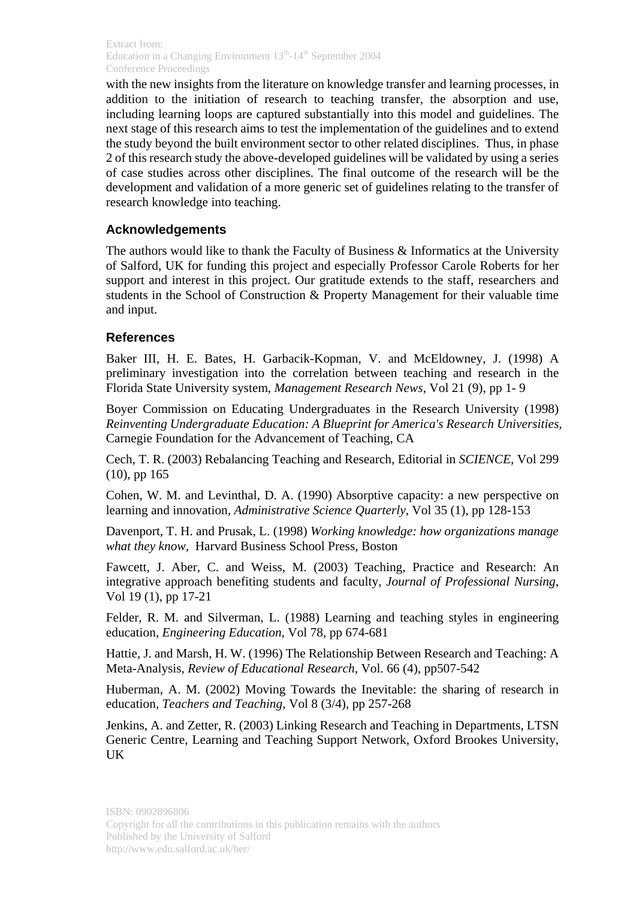with the new insights from the literature on knowledge transfer and learning processes, in addition to the initiation of research to teaching transfer, the absorption and use, including learning loops are captured substantially into this model and guidelines. The next stage of this research aims to test the implementation of the guidelines and to extend the study beyond the built environment sector to other related disciplines. Thus, in phase 2 of this research study the above-developed guidelines will be validated by using a series of case studies across other disciplines. The final outcome of the research will be the development and validation of a more generic set of guidelines relating to the transfer of research knowledge into teaching.

## Acknowledgements

The authors would like to thank the Faculty of Business & Informatics at the University of Salford, UK for funding this project and especially Professor Carole Roberts for her support and interest in this project. Our gratitude extends to the staff, researchers and students in the School of Construction & Property Management for their valuable time and input.

## References

Baker III, H. E. Bates, H. Garbacik-Kopman, V. and McEldowney, J. (1998) A preliminary investigation into the correlation between teaching and research in the Florida State University system, *Management Research News*, Vol 21 (9), pp 1- 9

Boyer Commission on Educating Undergraduates in the Research University (1998) *Reinventing Undergraduate Education: A Blueprint for America's Research Universities*, Carnegie Foundation for the Advancement of Teaching, CA

Cech, T. R. (2003) Rebalancing Teaching and Research, Editorial in *SCIENCE*, Vol 299 (10), pp 165

Cohen, W. M. and Levinthal, D. A. (1990) Absorptive capacity: a new perspective on learning and innovation, *Administrative Science Quarterly*, Vol 35 (1), pp 128-153

Davenport, T. H. and Prusak, L. (1998) *Working knowledge: how organizations manage what they know*, Harvard Business School Press, Boston

Fawcett, J. Aber, C. and Weiss, M. (2003) Teaching, Practice and Research: An integrative approach benefiting students and faculty, *Journal of Professional Nursing*, Vol 19 (1), pp 17-21

Felder, R. M. and Silverman, L. (1988) Learning and teaching styles in engineering education, *Engineering Education*, Vol 78, pp 674-681

Hattie, J. and Marsh, H. W. (1996) The Relationship Between Research and Teaching: A Meta-Analysis, *Review of Educational Research*, Vol. 66 (4), pp507-542

Huberman, A. M. (2002) Moving Towards the Inevitable: the sharing of research in education, *Teachers and Teaching*, Vol 8 (3/4), pp 257-268

Jenkins, A. and Zetter, R. (2003) Linking Research and Teaching in Departments, LTSN Generic Centre, Learning and Teaching Support Network, Oxford Brookes University, UK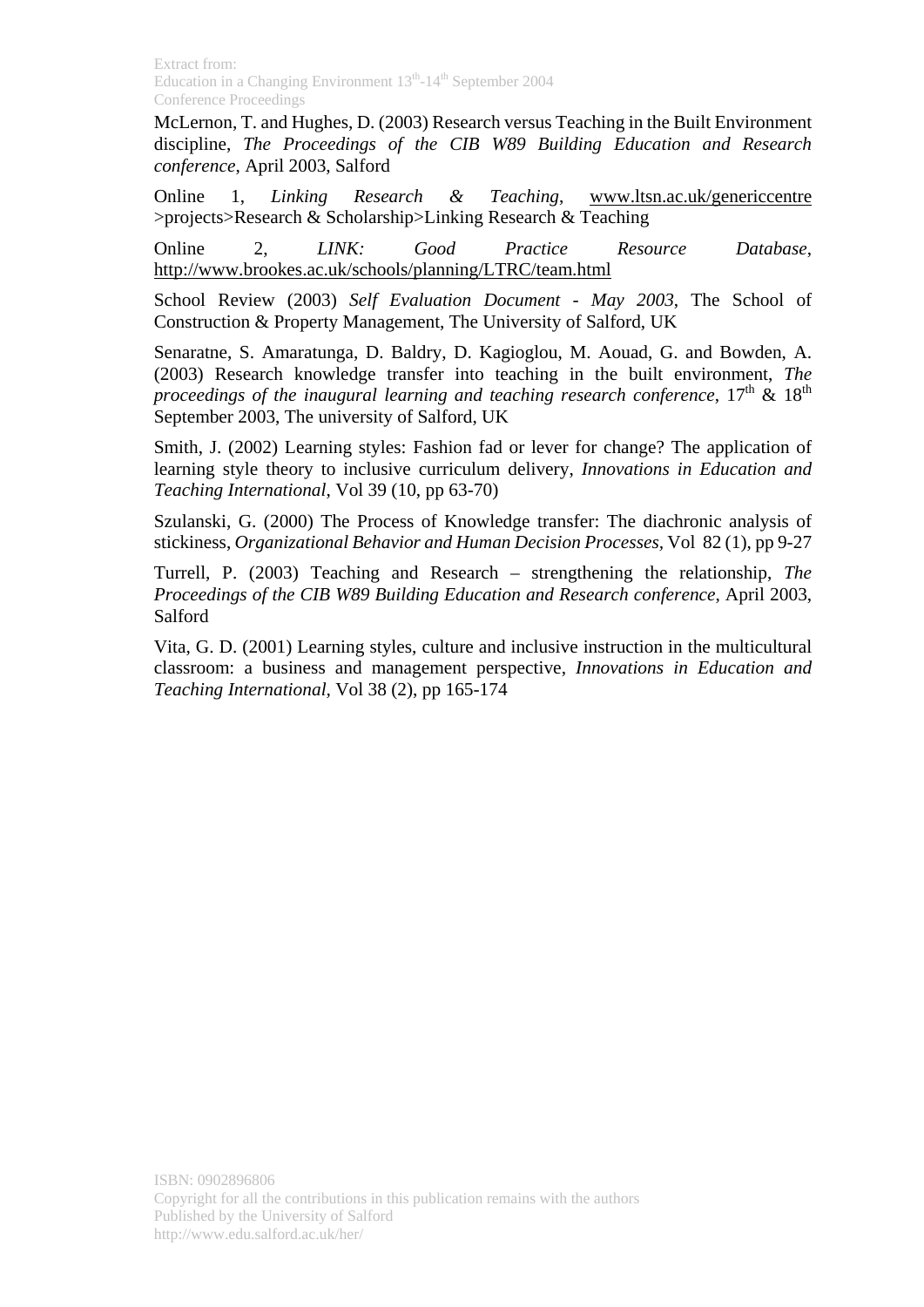McLernon, T. and Hughes, D. (2003) Research versus Teaching in the Built Environment discipline, *The Proceedings of the CIB W89 Building Education and Research conference*, April 2003, Salford

Online 1, *Linking Research & Teaching*, www.ltsn.ac.uk/genericcentre >projects>Research & Scholarship>Linking Research & Teaching

Online 2, *LINK: Good Practice Resource Database*, http://www.brookes.ac.uk/schools/planning/LTRC/team.html

School Review (2003) *Self Evaluation Document - May 2003*, The School of Construction & Property Management, The University of Salford, UK

Senaratne, S. Amaratunga, D. Baldry, D. Kagioglou, M. Aouad, G. and Bowden, A. (2003) Research knowledge transfer into teaching in the built environment, *The proceedings of the inaugural learning and teaching research conference*, 17th & 18th September 2003, The university of Salford, UK

Smith, J. (2002) Learning styles: Fashion fad or lever for change? The application of learning style theory to inclusive curriculum delivery, *Innovations in Education and Teaching International*, Vol 39 (10, pp 63-70)

Szulanski, G. (2000) The Process of Knowledge transfer: The diachronic analysis of stickiness, *Organizational Behavior and Human Decision Processes*, Vol 82 (1), pp 9-27

Turrell, P. (2003) Teaching and Research – strengthening the relationship, *The Proceedings of the CIB W89 Building Education and Research conference*, April 2003, Salford

Vita, G. D. (2001) Learning styles, culture and inclusive instruction in the multicultural classroom: a business and management perspective, *Innovations in Education and Teaching International*, Vol 38 (2), pp 165-174